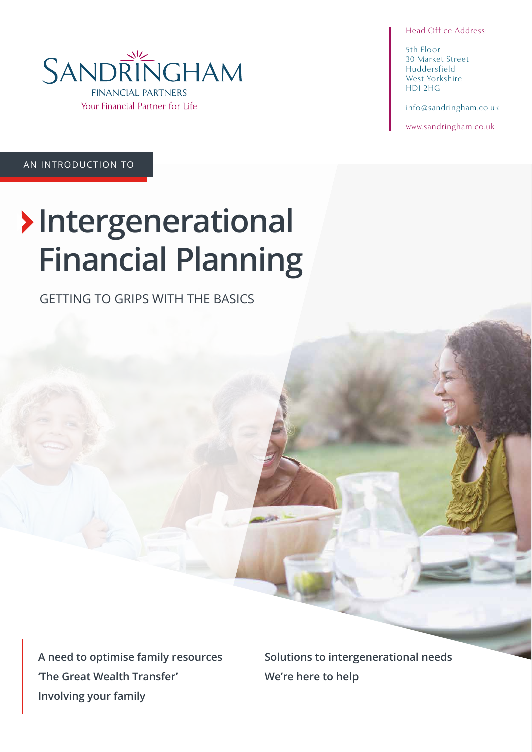SANDRINGHAM
FINANCIAL PARTNERS
Your Financial Partner for Life

Head Office Address:

5th Floor
30 Market Street
Huddersfield
West Yorkshire
HD1 2HG

info@sandringham.co.uk

www.sandringham.co.uk

AN INTRODUCTION TO

# Intergenerational Financial Planning

GETTING TO GRIPS WITH THE BASICS

**A need to optimise family resources**
**'The Great Wealth Transfer'**
**Involving your family**
**Solutions to intergenerational needs**
**We're here to help**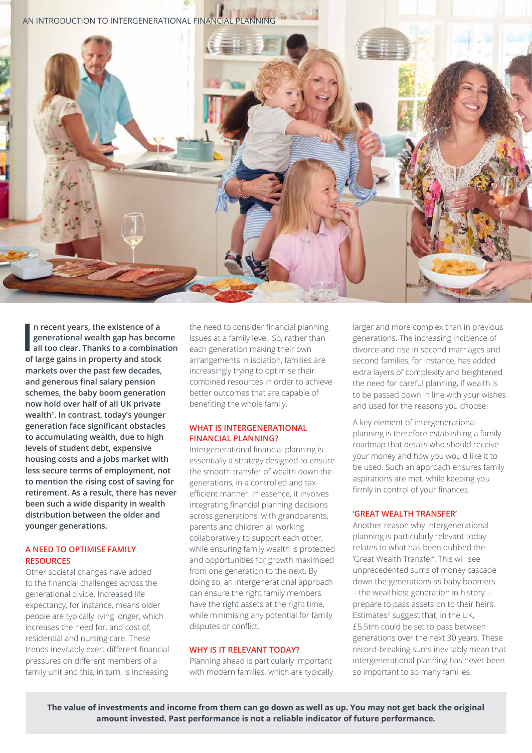**In recent years, the existence of a generational wealth gap has become all too clear. Thanks to a combination of large gains in property and stock markets over the past few decades, and generous final salary pension schemes, the baby boom generation now hold over half of all UK private wealth[1]. In contrast, today's younger generation face significant obstacles to accumulating wealth, due to high levels of student debt, expensive housing costs and a jobs market with less secure terms of employment, not to mention the rising cost of saving for retirement. As a result, there has never been such a wide disparity in wealth distribution between the older and younger generations.**

## A NEED TO OPTIMISE FAMILY RESOURCES

Other societal changes have added to the financial challenges across the generational divide. Increased life expectancy, for instance, means older people are typically living longer, which increases the need for, and cost of, residential and nursing care. These trends inevitably exert different financial pressures on different members of a family unit and this, in turn, is increasing the need to consider financial planning issues at a family level. So, rather than each generation making their own arrangements in isolation, families are increasingly trying to optimise their combined resources in order to achieve better outcomes that are capable of benefiting the whole family.

## WHAT IS INTERGENERATIONAL FINANCIAL PLANNING?

Intergenerational financial planning is essentially a strategy designed to ensure the smooth transfer of wealth down the generations, in a controlled and tax-efficient manner. In essence, it involves integrating financial planning decisions across generations, with grandparents, parents and children all working collaboratively to support each other, while ensuring family wealth is protected and opportunities for growth maximised from one generation to the next. By doing so, an intergenerational approach can ensure the right family members have the right assets at the right time, while minimising any potential for family disputes or conflict.

## WHY IS IT RELEVANT TODAY?

Planning ahead is particularly important with modern families, which are typically larger and more complex than in previous generations. The increasing incidence of divorce and rise in second marriages and second families, for instance, has added extra layers of complexity and heightened the need for careful planning, if wealth is to be passed down in line with your wishes and used for the reasons you choose.

A key element of intergenerational planning is therefore establishing a family roadmap that details who should receive your money and how you would like it to be used. Such an approach ensures family aspirations are met, while keeping you firmly in control of your finances.

## 'GREAT WEALTH TRANSFER'

Another reason why intergenerational planning is particularly relevant today relates to what has been dubbed the 'Great Wealth Transfer'. This will see unprecedented sums of money cascade down the generations as baby boomers – the wealthiest generation in history – prepare to pass assets on to their heirs. Estimates[2] suggest that, in the UK, £5.5trn could be set to pass between generations over the next 30 years. These record-breaking sums inevitably mean that intergenerational planning has never been so important to so many families.

**The value of investments and income from them can go down as well as up. You may not get back the original amount invested. Past performance is not a reliable indicator of future performance.**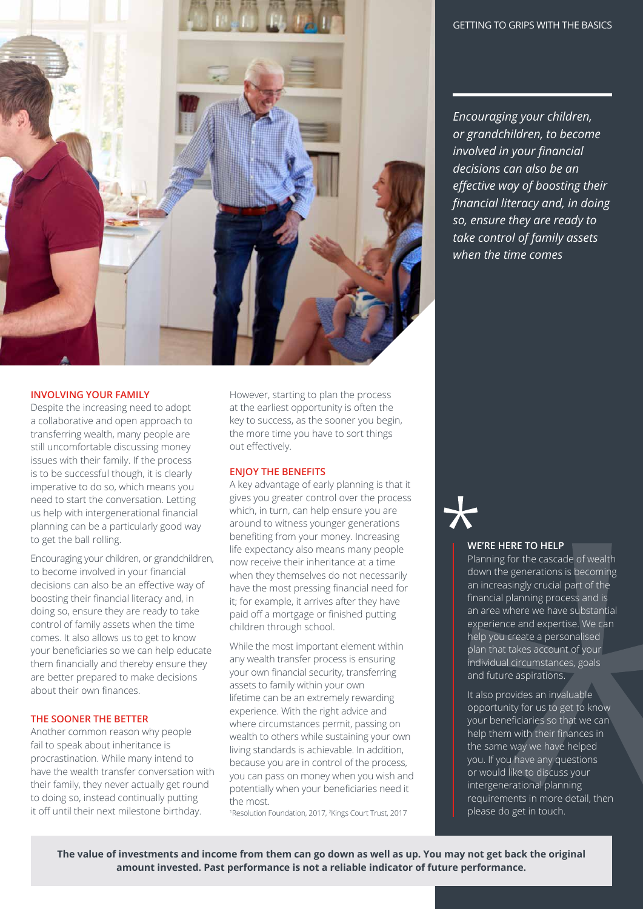*Encouraging your children, or grandchildren, to become involved in your financial decisions can also be an effective way of boosting their financial literacy and, in doing so, ensure they are ready to take control of family assets when the time comes*

## INVOLVING YOUR FAMILY

Despite the increasing need to adopt a collaborative and open approach to transferring wealth, many people are still uncomfortable discussing money issues with their family. If the process is to be successful though, it is clearly imperative to do so, which means you need to start the conversation. Letting us help with intergenerational financial planning can be a particularly good way to get the ball rolling.

Encouraging your children, or grandchildren, to become involved in your financial decisions can also be an effective way of boosting their financial literacy and, in doing so, ensure they are ready to take control of family assets when the time comes. It also allows us to get to know your beneficiaries so we can help educate them financially and thereby ensure they are better prepared to make decisions about their own finances.

## THE SOONER THE BETTER

Another common reason why people fail to speak about inheritance is procrastination. While many intend to have the wealth transfer conversation with their family, they never actually get round to doing so, instead continually putting it off until their next milestone birthday. However, starting to plan the process at the earliest opportunity is often the key to success, as the sooner you begin, the more time you have to sort things out effectively.

## ENJOY THE BENEFITS

A key advantage of early planning is that it gives you greater control over the process which, in turn, can help ensure you are around to witness younger generations benefiting from your money. Increasing life expectancy also means many people now receive their inheritance at a time when they themselves do not necessarily have the most pressing financial need for it; for example, it arrives after they have paid off a mortgage or finished putting children through school.

While the most important element within any wealth transfer process is ensuring your own financial security, transferring assets to family within your own lifetime can be an extremely rewarding experience. With the right advice and where circumstances permit, passing on wealth to others while sustaining your own living standards is achievable. In addition, because you are in control of the process, you can pass on money when you wish and potentially when your beneficiaries need it the most.

[1]Resolution Foundation, 2017, [2]Kings Court Trust, 2017

## WE'RE HERE TO HELP

Planning for the cascade of wealth down the generations is becoming an increasingly crucial part of the financial planning process and is an area where we have substantial experience and expertise. We can help you create a personalised plan that takes account of your individual circumstances, goals and future aspirations.

It also provides an invaluable opportunity for us to get to know your beneficiaries so that we can help them with their finances in the same way we have helped you. If you have any questions or would like to discuss your intergenerational planning requirements in more detail, then please do get in touch.

**The value of investments and income from them can go down as well as up. You may not get back the original amount invested. Past performance is not a reliable indicator of future performance.**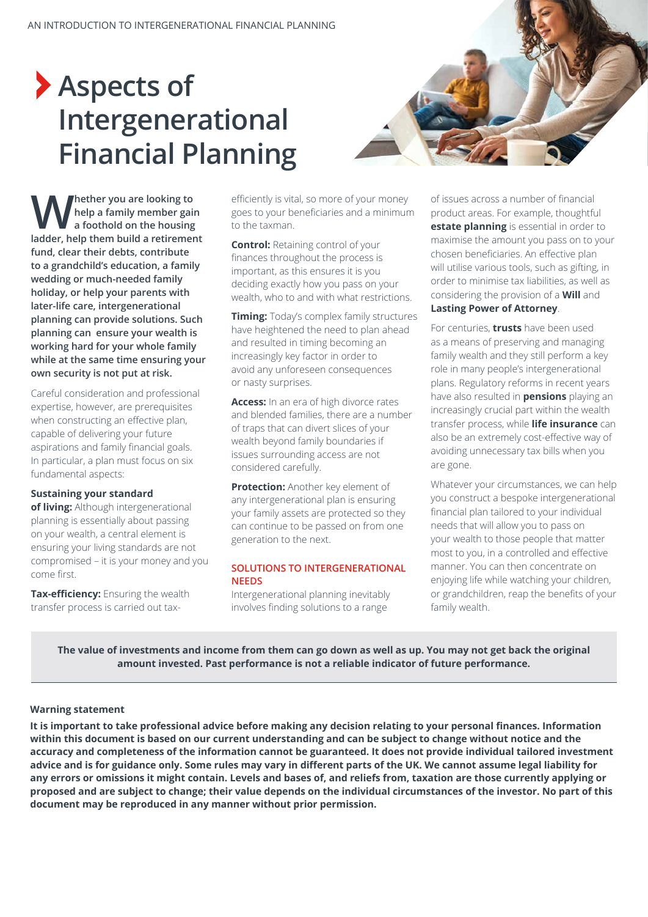# Aspects of Intergenerational Financial Planning

**Whether you are looking to help a family member gain a foothold on the housing ladder, help them build a retirement fund, clear their debts, contribute to a grandchild's education, a family wedding or much-needed family holiday, or help your parents with later-life care, intergenerational planning can provide solutions. Such planning can ensure your wealth is working hard for your whole family while at the same time ensuring your own security is not put at risk.**

Careful consideration and professional expertise, however, are prerequisites when constructing an effective plan, capable of delivering your future aspirations and family financial goals. In particular, a plan must focus on six fundamental aspects:

**Sustaining your standard of living:** Although intergenerational planning is essentially about passing on your wealth, a central element is ensuring your living standards are not compromised – it is your money and you come first.

**Tax-efficiency:** Ensuring the wealth transfer process is carried out tax-efficiently is vital, so more of your money goes to your beneficiaries and a minimum to the taxman.

**Control:** Retaining control of your finances throughout the process is important, as this ensures it is you deciding exactly how you pass on your wealth, who to and with what restrictions.

**Timing:** Today's complex family structures have heightened the need to plan ahead and resulted in timing becoming an increasingly key factor in order to avoid any unforeseen consequences or nasty surprises.

**Access:** In an era of high divorce rates and blended families, there are a number of traps that can divert slices of your wealth beyond family boundaries if issues surrounding access are not considered carefully.

**Protection:** Another key element of any intergenerational plan is ensuring your family assets are protected so they can continue to be passed on from one generation to the next.

## SOLUTIONS TO INTERGENERATIONAL NEEDS

Intergenerational planning inevitably involves finding solutions to a range of issues across a number of financial product areas. For example, thoughtful **estate planning** is essential in order to maximise the amount you pass on to your chosen beneficiaries. An effective plan will utilise various tools, such as gifting, in order to minimise tax liabilities, as well as considering the provision of a **Will** and **Lasting Power of Attorney**.

For centuries, **trusts** have been used as a means of preserving and managing family wealth and they still perform a key role in many people's intergenerational plans. Regulatory reforms in recent years have also resulted in **pensions** playing an increasingly crucial part within the wealth transfer process, while **life insurance** can also be an extremely cost-effective way of avoiding unnecessary tax bills when you are gone.

Whatever your circumstances, we can help you construct a bespoke intergenerational financial plan tailored to your individual needs that will allow you to pass on your wealth to those people that matter most to you, in a controlled and effective manner. You can then concentrate on enjoying life while watching your children, or grandchildren, reap the benefits of your family wealth.

**The value of investments and income from them can go down as well as up. You may not get back the original amount invested. Past performance is not a reliable indicator of future performance.**

**Warning statement**

**It is important to take professional advice before making any decision relating to your personal finances. Information within this document is based on our current understanding and can be subject to change without notice and the accuracy and completeness of the information cannot be guaranteed. It does not provide individual tailored investment advice and is for guidance only. Some rules may vary in different parts of the UK. We cannot assume legal liability for any errors or omissions it might contain. Levels and bases of, and reliefs from, taxation are those currently applying or proposed and are subject to change; their value depends on the individual circumstances of the investor. No part of this document may be reproduced in any manner without prior permission.**